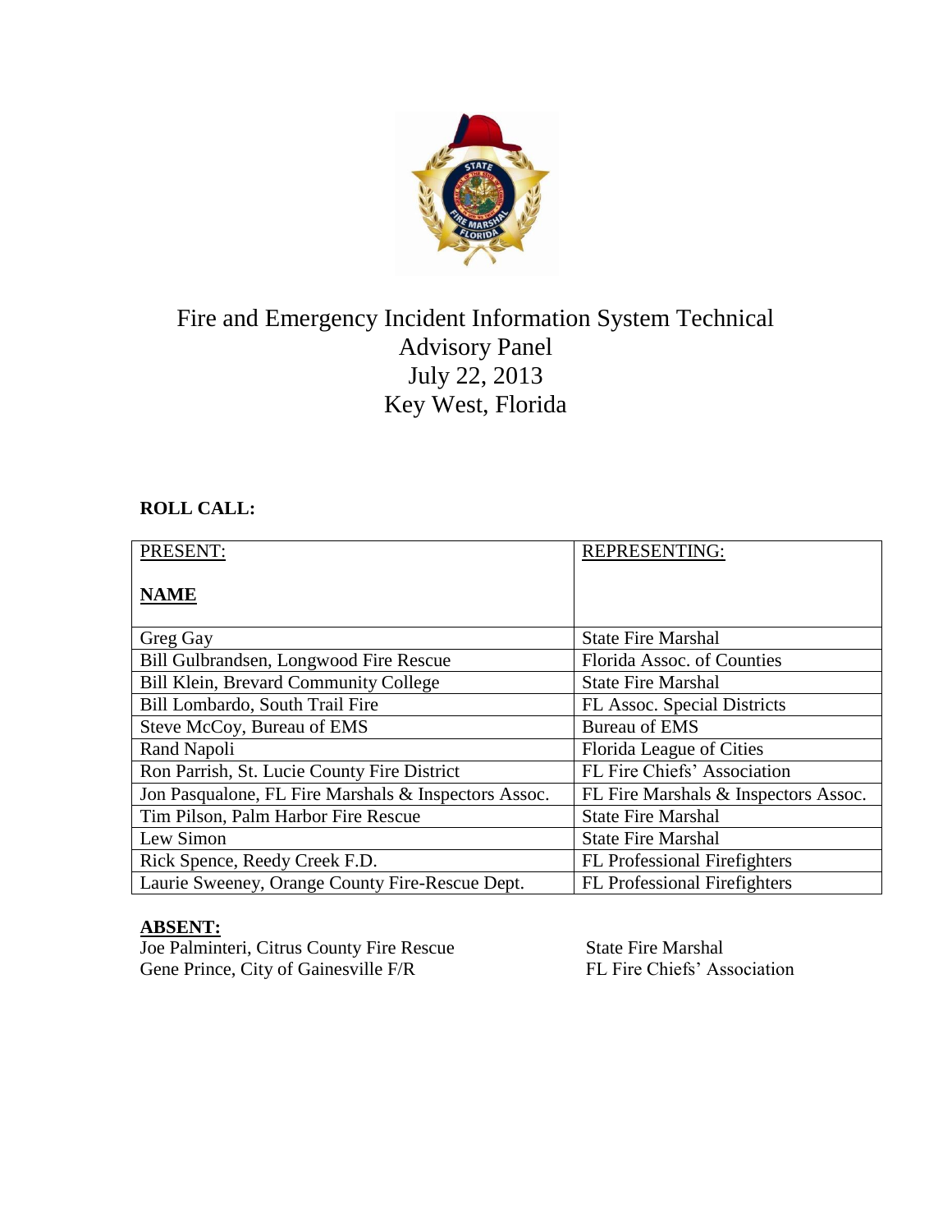# Fire and Emergency Incident Information System Technical Advisory Panel
## July 22, 2013
## Key West, Florida

**ROLL CALL:**

| PRESENT:<br><br>**NAME** | REPRESENTING: |
|---|---|
| Greg Gay | State Fire Marshal |
| Bill Gulbrandsen, Longwood Fire Rescue | Florida Assoc. of Counties |
| Bill Klein, Brevard Community College | State Fire Marshal |
| Bill Lombardo, South Trail Fire | FL Assoc. Special Districts |
| Steve McCoy, Bureau of EMS | Bureau of EMS |
| Rand Napoli | Florida League of Cities |
| Ron Parrish, St. Lucie County Fire District | FL Fire Chiefs' Association |
| Jon Pasqualone, FL Fire Marshals & Inspectors Assoc. | FL Fire Marshals & Inspectors Assoc. |
| Tim Pilson, Palm Harbor Fire Rescue | State Fire Marshal |
| Lew Simon | State Fire Marshal |
| Rick Spence, Reedy Creek F.D. | FL Professional Firefighters |
| Laurie Sweeney, Orange County Fire-Rescue Dept. | FL Professional Firefighters |

**ABSENT:**

| | |
|---|---|
| Joe Palminteri, Citrus County Fire Rescue | State Fire Marshal |
| Gene Prince, City of Gainesville F/R | FL Fire Chiefs' Association |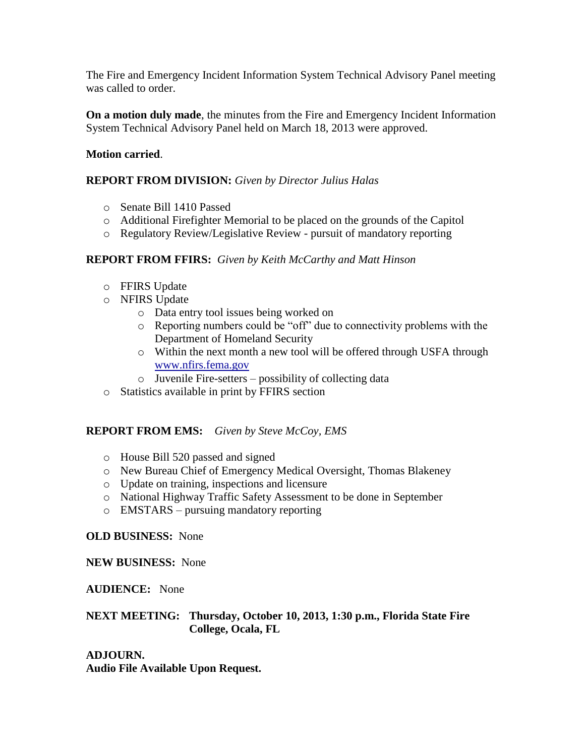The Fire and Emergency Incident Information System Technical Advisory Panel meeting was called to order.

**On a motion duly made**, the minutes from the Fire and Emergency Incident Information System Technical Advisory Panel held on March 18, 2013 were approved.

**Motion carried**.

**REPORT FROM DIVISION:** *Given by Director Julius Halas*

- Senate Bill 1410 Passed
- Additional Firefighter Memorial to be placed on the grounds of the Capitol
- Regulatory Review/Legislative Review - pursuit of mandatory reporting

**REPORT FROM FFIRS:** *Given by Keith McCarthy and Matt Hinson*

- FFIRS Update
- NFIRS Update
  - Data entry tool issues being worked on
  - Reporting numbers could be "off" due to connectivity problems with the Department of Homeland Security
  - Within the next month a new tool will be offered through USFA through [www.nfirs.fema.gov](http://www.nfirs.fema.gov)
  - Juvenile Fire-setters – possibility of collecting data
- Statistics available in print by FFIRS section

**REPORT FROM EMS:** *Given by Steve McCoy, EMS*

- House Bill 520 passed and signed
- New Bureau Chief of Emergency Medical Oversight, Thomas Blakeney
- Update on training, inspections and licensure
- National Highway Traffic Safety Assessment to be done in September
- EMSTARS – pursuing mandatory reporting

**OLD BUSINESS:** None

**NEW BUSINESS:** None

**AUDIENCE:** None

**NEXT MEETING: Thursday, October 10, 2013, 1:30 p.m., Florida State Fire College, Ocala, FL**

**ADJOURN.**
**Audio File Available Upon Request.**